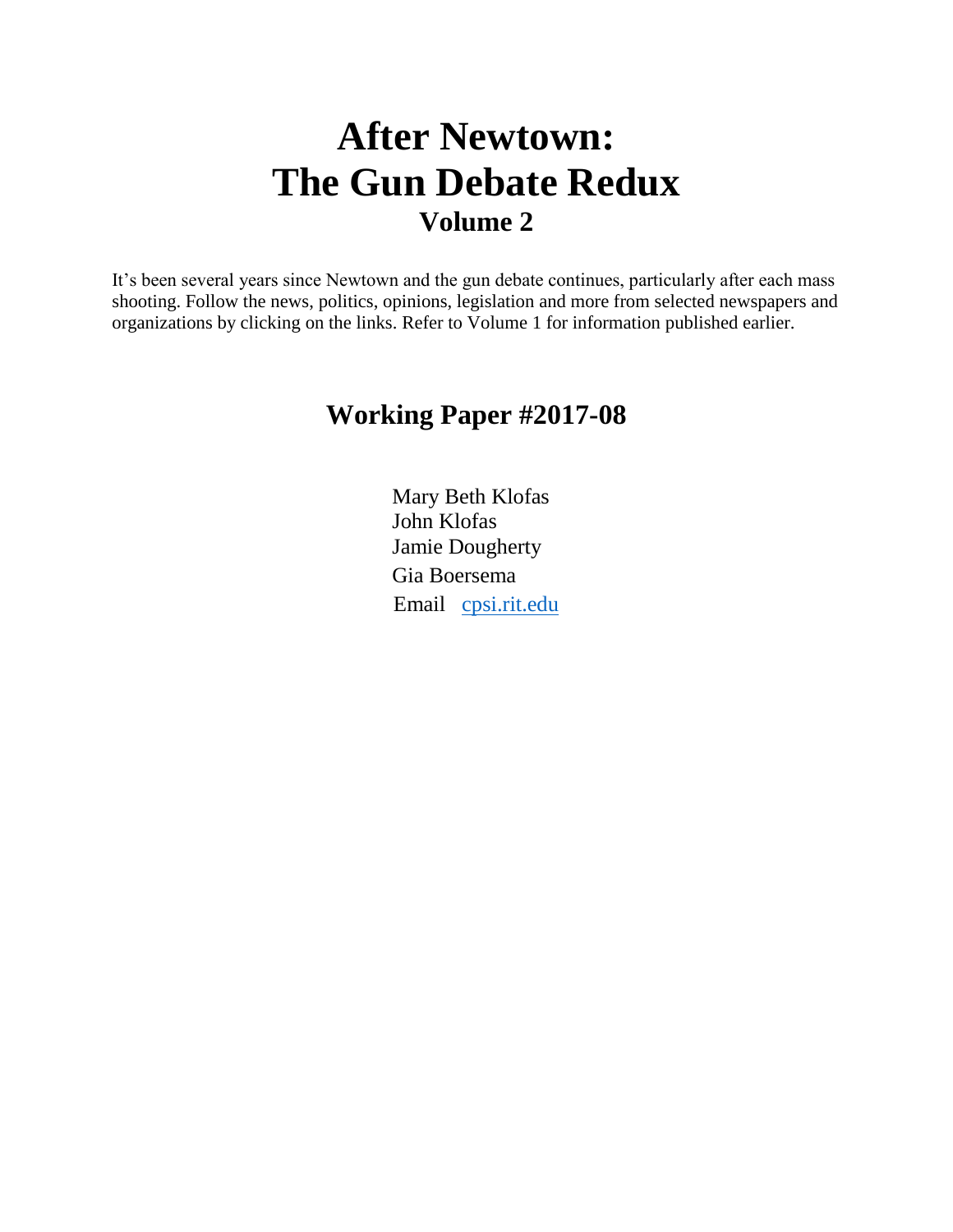# After Newtown: The Gun Debate Redux

## Volume 2

It's been several years since Newtown and the gun debate continues, particularly after each mass shooting. Follow the news, politics, opinions, legislation and more from selected newspapers and organizations by clicking on the links. Refer to Volume 1 for information published earlier.

## Working Paper #2017-08

Mary Beth Klofas
John Klofas
Jamie Dougherty
Gia Boersema
Email [cpsi.rit.edu](cpsi.rit.edu)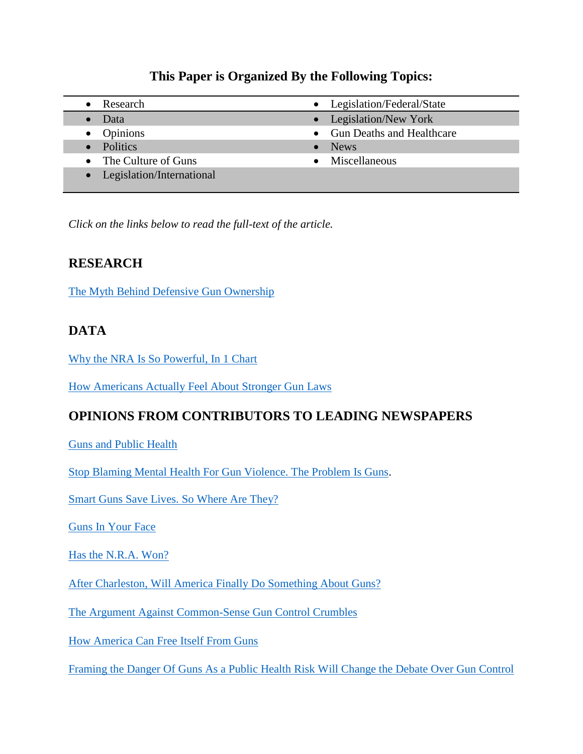### This Paper is Organized By the Following Topics:

| | |
|---|---|
| • Research | • Legislation/Federal/State |
| • Data | • Legislation/New York |
| • Opinions | • Gun Deaths and Healthcare |
| • Politics | • News |
| • The Culture of Guns | • Miscellaneous |
| • Legislation/International | |

*Click on the links below to read the full-text of the article.*

## RESEARCH

The Myth Behind Defensive Gun Ownership

## DATA

Why the NRA Is So Powerful, In 1 Chart

How Americans Actually Feel About Stronger Gun Laws

## OPINIONS FROM CONTRIBUTORS TO LEADING NEWSPAPERS

Guns and Public Health

Stop Blaming Mental Health For Gun Violence. The Problem Is Guns.

Smart Guns Save Lives. So Where Are They?

Guns In Your Face

Has the N.R.A. Won?

After Charleston, Will America Finally Do Something About Guns?

The Argument Against Common-Sense Gun Control Crumbles

How America Can Free Itself From Guns

Framing the Danger Of Guns As a Public Health Risk Will Change the Debate Over Gun Control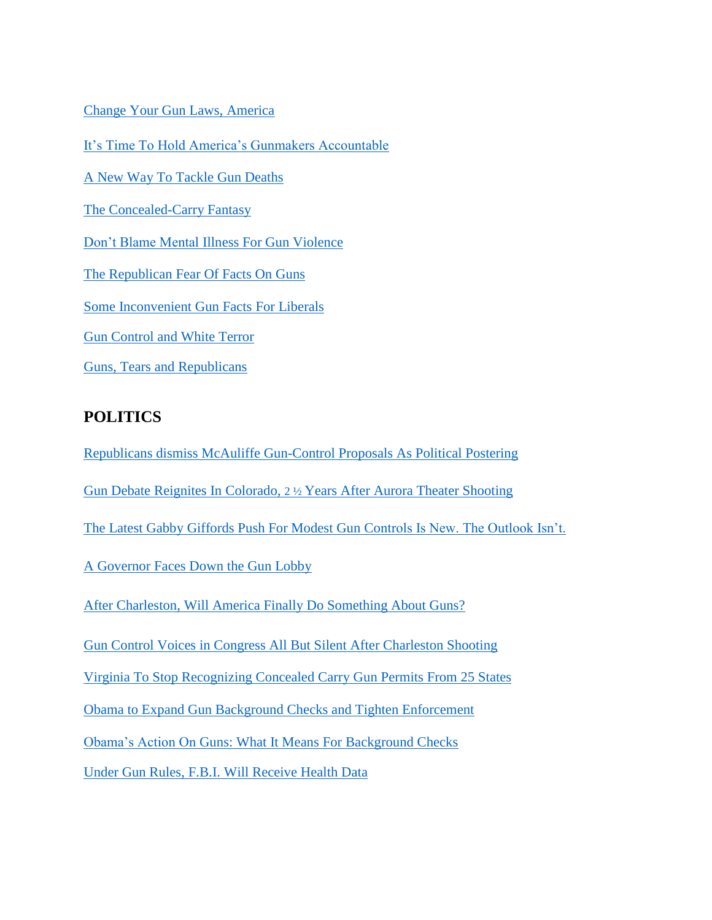Change Your Gun Laws, America

It's Time To Hold America's Gunmakers Accountable

A New Way To Tackle Gun Deaths

The Concealed-Carry Fantasy

Don't Blame Mental Illness For Gun Violence

The Republican Fear Of Facts On Guns

Some Inconvenient Gun Facts For Liberals

Gun Control and White Terror

Guns, Tears and Republicans

## POLITICS

Republicans dismiss McAuliffe Gun-Control Proposals As Political Postering

Gun Debate Reignites In Colorado, 2 ½ Years After Aurora Theater Shooting

The Latest Gabby Giffords Push For Modest Gun Controls Is New. The Outlook Isn't.

A Governor Faces Down the Gun Lobby

After Charleston, Will America Finally Do Something About Guns?

Gun Control Voices in Congress All But Silent After Charleston Shooting

Virginia To Stop Recognizing Concealed Carry Gun Permits From 25 States

Obama to Expand Gun Background Checks and Tighten Enforcement

Obama's Action On Guns: What It Means For Background Checks

Under Gun Rules, F.B.I. Will Receive Health Data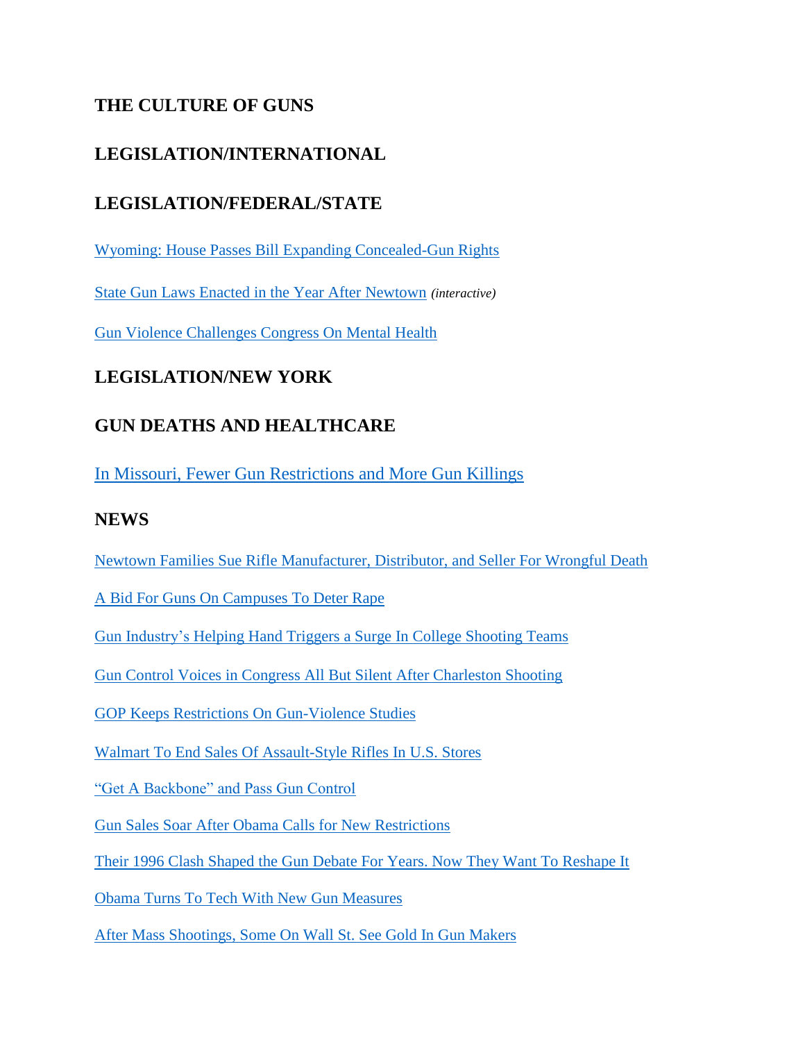## THE CULTURE OF GUNS

## LEGISLATION/INTERNATIONAL

## LEGISLATION/FEDERAL/STATE

Wyoming: House Passes Bill Expanding Concealed-Gun Rights

State Gun Laws Enacted in the Year After Newtown *(interactive)*

Gun Violence Challenges Congress On Mental Health

## LEGISLATION/NEW YORK

## GUN DEATHS AND HEALTHCARE

In Missouri, Fewer Gun Restrictions and More Gun Killings

## NEWS

Newtown Families Sue Rifle Manufacturer, Distributor, and Seller For Wrongful Death

A Bid For Guns On Campuses To Deter Rape

Gun Industry's Helping Hand Triggers a Surge In College Shooting Teams

Gun Control Voices in Congress All But Silent After Charleston Shooting

GOP Keeps Restrictions On Gun-Violence Studies

Walmart To End Sales Of Assault-Style Rifles In U.S. Stores

"Get A Backbone" and Pass Gun Control

Gun Sales Soar After Obama Calls for New Restrictions

Their 1996 Clash Shaped the Gun Debate For Years. Now They Want To Reshape It

Obama Turns To Tech With New Gun Measures

After Mass Shootings, Some On Wall St. See Gold In Gun Makers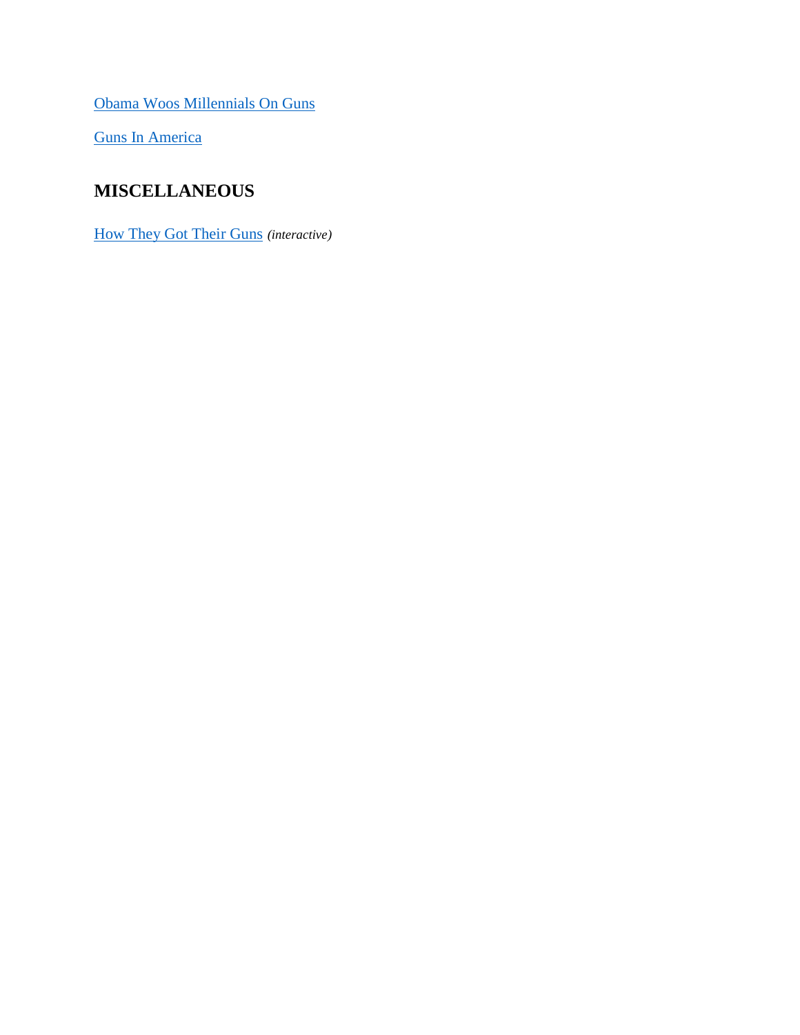Obama Woos Millennials On Guns

Guns In America

## MISCELLANEOUS

How They Got Their Guns ***(interactive)***